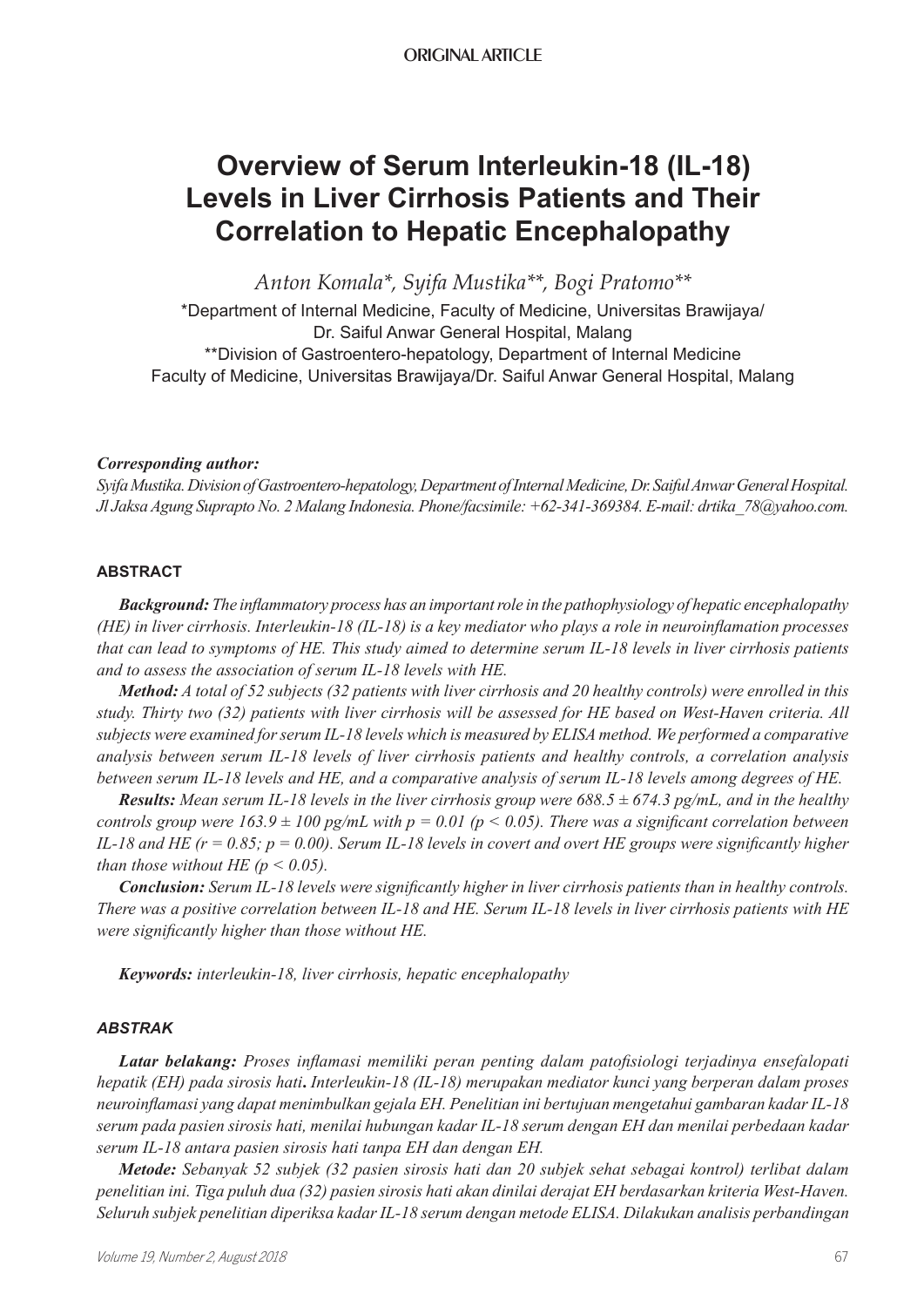ORIGINAL ARTICLE

# Overview of Serum Interleukin-18 (IL-18) Levels in Liver Cirrhosis Patients and Their Correlation to Hepatic Encephalopathy

*Anton Komala*, Syifa Mustika**, Bogi Pratomo***

*Department of Internal Medicine, Faculty of Medicine, Universitas Brawijaya/ Dr. Saiful Anwar General Hospital, Malang

**Division of Gastroentero-hepatology, Department of Internal Medicine Faculty of Medicine, Universitas Brawijaya/Dr. Saiful Anwar General Hospital, Malang

***Corresponding author:***

*Syifa Mustika. Division of Gastroentero-hepatology, Department of Internal Medicine, Dr. Saiful Anwar General Hospital. Jl Jaksa Agung Suprapto No. 2 Malang Indonesia. Phone/facsimile: +62-341-369384. E-mail: drtika_78@yahoo.com.*

## ABSTRACT

***Background:*** *The inflammatory process has an important role in the pathophysiology of hepatic encephalopathy (HE) in liver cirrhosis. Interleukin-18 (IL-18) is a key mediator who plays a role in neuroinflamation processes that can lead to symptoms of HE. This study aimed to determine serum IL-18 levels in liver cirrhosis patients and to assess the association of serum IL-18 levels with HE.*

***Method:*** *A total of 52 subjects (32 patients with liver cirrhosis and 20 healthy controls) were enrolled in this study. Thirty two (32) patients with liver cirrhosis will be assessed for HE based on West-Haven criteria. All subjects were examined for serum IL-18 levels which is measured by ELISA method. We performed a comparative analysis between serum IL-18 levels of liver cirrhosis patients and healthy controls, a correlation analysis between serum IL-18 levels and HE, and a comparative analysis of serum IL-18 levels among degrees of HE.*

***Results:*** *Mean serum IL-18 levels in the liver cirrhosis group were $688.5 \pm 674.3$ pg/mL, and in the healthy controls group were $163.9 \pm 100$ pg/mL with $p = 0.01$ ($p < 0.05$). There was a significant correlation between IL-18 and HE ($r = 0.85$; $p = 0.00$). Serum IL-18 levels in covert and overt HE groups were significantly higher than those without HE ($p < 0.05$).*

***Conclusion:*** *Serum IL-18 levels were significantly higher in liver cirrhosis patients than in healthy controls. There was a positive correlation between IL-18 and HE. Serum IL-18 levels in liver cirrhosis patients with HE were significantly higher than those without HE.*

***Keywords:*** *interleukin-18, liver cirrhosis, hepatic encephalopathy*

## *ABSTRAK*

***Latar belakang:*** *Proses inflamasi memiliki peran penting dalam patofisiologi terjadinya ensefalopati hepatik (EH) pada sirosis hati. Interleukin-18 (IL-18) merupakan mediator kunci yang berperan dalam proses neuroinflamasi yang dapat menimbulkan gejala EH. Penelitian ini bertujuan mengetahui gambaran kadar IL-18 serum pada pasien sirosis hati, menilai hubungan kadar IL-18 serum dengan EH dan menilai perbedaan kadar serum IL-18 antara pasien sirosis hati tanpa EH dan dengan EH.*

***Metode:*** *Sebanyak 52 subjek (32 pasien sirosis hati dan 20 subjek sehat sebagai kontrol) terlibat dalam penelitian ini. Tiga puluh dua (32) pasien sirosis hati akan dinilai derajat EH berdasarkan kriteria West-Haven. Seluruh subjek penelitian diperiksa kadar IL-18 serum dengan metode ELISA. Dilakukan analisis perbandingan*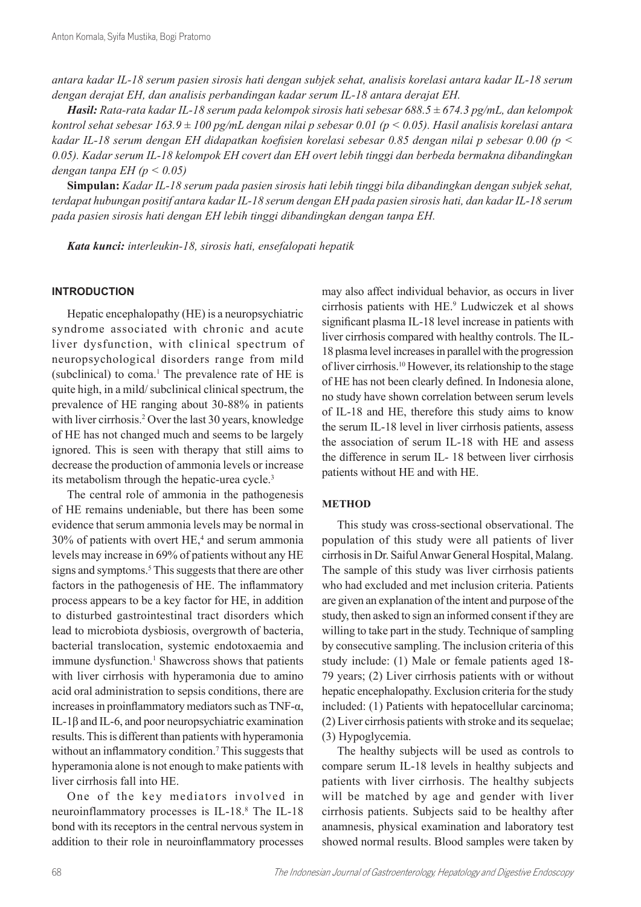*antara kadar IL-18 serum pasien sirosis hati dengan subjek sehat, analisis korelasi antara kadar IL-18 serum dengan derajat EH, dan analisis perbandingan kadar serum IL-18 antara derajat EH.*

***Hasil:*** *Rata-rata kadar IL-18 serum pada kelompok sirosis hati sebesar 688.5 ± 674.3 pg/mL, dan kelompok kontrol sehat sebesar 163.9 ± 100 pg/mL dengan nilai p sebesar 0.01 ($p < 0.05$). Hasil analisis korelasi antara kadar IL-18 serum dengan EH didapatkan koefisien korelasi sebesar 0.85 dengan nilai p sebesar 0.00 ($p < 0.05$). Kadar serum IL-18 kelompok EH covert dan EH overt lebih tinggi dan berbeda bermakna dibandingkan dengan tanpa EH ($p < 0.05$)*

**Simpulan:** *Kadar IL-18 serum pada pasien sirosis hati lebih tinggi bila dibandingkan dengan subjek sehat, terdapat hubungan positif antara kadar IL-18 serum dengan EH pada pasien sirosis hati, dan kadar IL-18 serum pada pasien sirosis hati dengan EH lebih tinggi dibandingkan dengan tanpa EH.*

***Kata kunci:*** *interleukin-18, sirosis hati, ensefalopati hepatik*

## INTRODUCTION

Hepatic encephalopathy (HE) is a neuropsychiatric syndrome associated with chronic and acute liver dysfunction, with clinical spectrum of neuropsychological disorders range from mild (subclinical) to coma.[1] The prevalence rate of HE is quite high, in a mild/ subclinical clinical spectrum, the prevalence of HE ranging about 30-88% in patients with liver cirrhosis.[2] Over the last 30 years, knowledge of HE has not changed much and seems to be largely ignored. This is seen with therapy that still aims to decrease the production of ammonia levels or increase its metabolism through the hepatic-urea cycle.[3]

The central role of ammonia in the pathogenesis of HE remains undeniable, but there has been some evidence that serum ammonia levels may be normal in 30% of patients with overt HE,[4] and serum ammonia levels may increase in 69% of patients without any HE signs and symptoms.[5] This suggests that there are other factors in the pathogenesis of HE. The inflammatory process appears to be a key factor for HE, in addition to disturbed gastrointestinal tract disorders which lead to microbiota dysbiosis, overgrowth of bacteria, bacterial translocation, systemic endotoxaemia and immune dysfunction.[1] Shawcross shows that patients with liver cirrhosis with hyperamonia due to amino acid oral administration to sepsis conditions, there are increases in proinflammatory mediators such as TNF-α, IL-1β and IL-6, and poor neuropsychiatric examination results. This is different than patients with hyperamonia without an inflammatory condition.[7] This suggests that hyperamonia alone is not enough to make patients with liver cirrhosis fall into HE.

One of the key mediators involved in neuroinflammatory processes is IL-18.[8] The IL-18 bond with its receptors in the central nervous system in addition to their role in neuroinflammatory processes may also affect individual behavior, as occurs in liver cirrhosis patients with HE.[9] Ludwiczek et al shows significant plasma IL-18 level increase in patients with liver cirrhosis compared with healthy controls. The IL-18 plasma level increases in parallel with the progression of liver cirrhosis.[10] However, its relationship to the stage of HE has not been clearly defined. In Indonesia alone, no study have shown correlation between serum levels of IL-18 and HE, therefore this study aims to know the serum IL-18 level in liver cirrhosis patients, assess the association of serum IL-18 with HE and assess the difference in serum IL- 18 between liver cirrhosis patients without HE and with HE.

## METHOD

This study was cross-sectional observational. The population of this study were all patients of liver cirrhosis in Dr. Saiful Anwar General Hospital, Malang. The sample of this study was liver cirrhosis patients who had excluded and met inclusion criteria. Patients are given an explanation of the intent and purpose of the study, then asked to sign an informed consent if they are willing to take part in the study. Technique of sampling by consecutive sampling. The inclusion criteria of this study include: (1) Male or female patients aged 18-79 years; (2) Liver cirrhosis patients with or without hepatic encephalopathy. Exclusion criteria for the study included: (1) Patients with hepatocellular carcinoma; (2) Liver cirrhosis patients with stroke and its sequelae; (3) Hypoglycemia.

The healthy subjects will be used as controls to compare serum IL-18 levels in healthy subjects and patients with liver cirrhosis. The healthy subjects will be matched by age and gender with liver cirrhosis patients. Subjects said to be healthy after anamnesis, physical examination and laboratory test showed normal results. Blood samples were taken by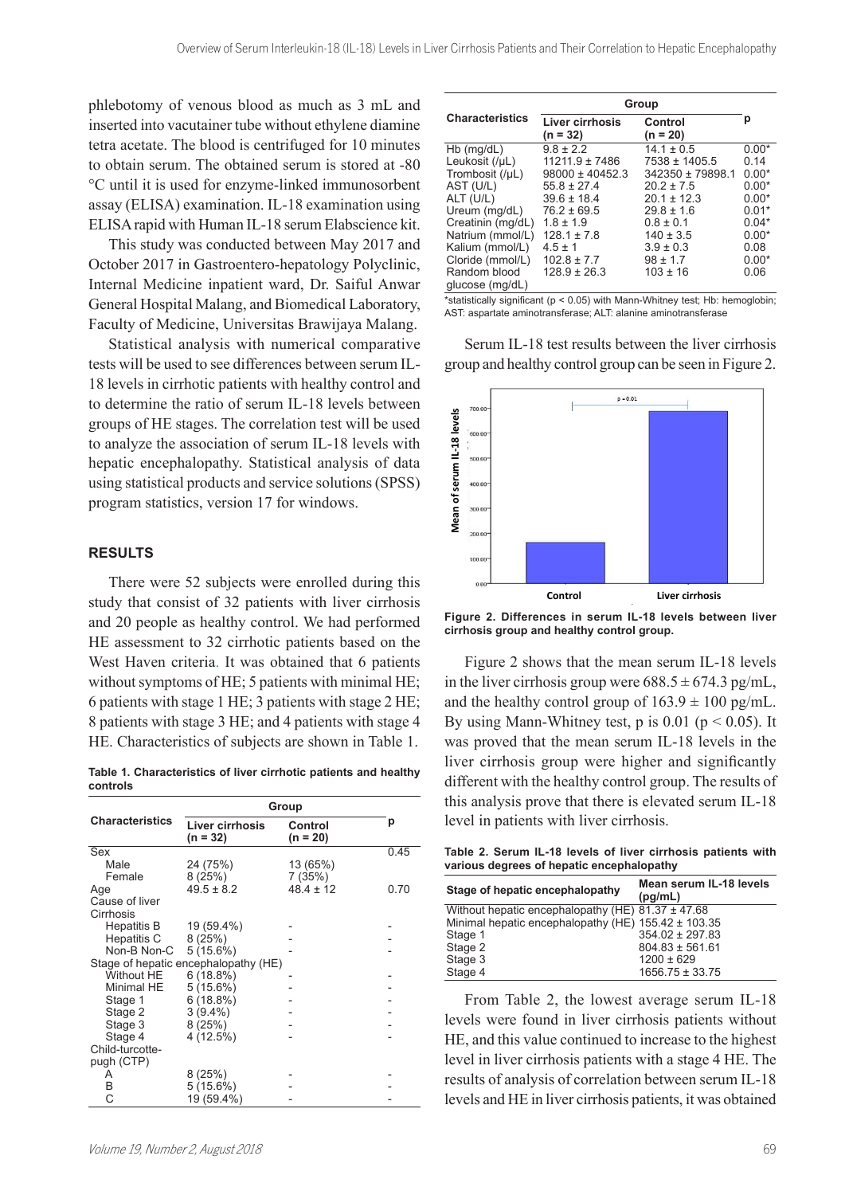phlebotomy of venous blood as much as 3 mL and inserted into vacutainer tube without ethylene diamine tetra acetate. The blood is centrifuged for 10 minutes to obtain serum. The obtained serum is stored at -80 °C until it is used for enzyme-linked immunosorbent assay (ELISA) examination. IL-18 examination using ELISA rapid with Human IL-18 serum Elabscience kit.

This study was conducted between May 2017 and October 2017 in Gastroentero-hepatology Polyclinic, Internal Medicine inpatient ward, Dr. Saiful Anwar General Hospital Malang, and Biomedical Laboratory, Faculty of Medicine, Universitas Brawijaya Malang.

Statistical analysis with numerical comparative tests will be used to see differences between serum IL-18 levels in cirrhotic patients with healthy control and to determine the ratio of serum IL-18 levels between groups of HE stages. The correlation test will be used to analyze the association of serum IL-18 levels with hepatic encephalopathy. Statistical analysis of data using statistical products and service solutions (SPSS) program statistics, version 17 for windows.

## RESULTS

There were 52 subjects were enrolled during this study that consist of 32 patients with liver cirrhosis and 20 people as healthy control. We had performed HE assessment to 32 cirrhotic patients based on the West Haven criteria. It was obtained that 6 patients without symptoms of HE; 5 patients with minimal HE; 6 patients with stage 1 HE; 3 patients with stage 2 HE; 8 patients with stage 3 HE; and 4 patients with stage 4 HE. Characteristics of subjects are shown in Table 1.

**Table 1. Characteristics of liver cirrhotic patients and healthy controls**

| Characteristics | Group | | p |
|---|---|---|---|
| | Liver cirrhosis (n = 32) | Control (n = 20) | |
| Sex | | | 0.45 |
| Male | 24 (75%) | 13 (65%) | |
| Female | 8 (25%) | 7 (35%) | |
| Age | 49.5 ± 8.2 | 48.4 ± 12 | 0.70 |
| Cause of liver Cirrhosis | | | |
| Hepatitis B | 19 (59.4%) | - | - |
| Hepatitis C | 8 (25%) | - | - |
| Non-B Non-C | 5 (15.6%) | - | - |
| Stage of hepatic encephalopathy (HE) | | | |
| Without HE | 6 (18.8%) | - | - |
| Minimal HE | 5 (15.6%) | - | - |
| Stage 1 | 6 (18.8%) | - | - |
| Stage 2 | 3 (9.4%) | - | - |
| Stage 3 | 8 (25%) | - | - |
| Stage 4 | 4 (12.5%) | - | - |
| Child-turcotte-pugh (CTP) | | | |
| A | 8 (25%) | - | - |
| B | 5 (15.6%) | - | - |
| C | 19 (59.4%) | - | - |

| Characteristics | Group | | p |
|---|---|---|---|
| | Liver cirrhosis (n = 32) | Control (n = 20) | |
| Hb (mg/dL) | 9.8 ± 2.2 | 14.1 ± 0.5 | 0.00* |
| Leukosit (/µL) | 11211.9 ± 7486 | 7538 ± 1405.5 | 0.14 |
| Trombosit (/µL) | 98000 ± 40452.3 | 342350 ± 79898.1 | 0.00* |
| AST (U/L) | 55.8 ± 27.4 | 20.2 ± 7.5 | 0.00* |
| ALT (U/L) | 39.6 ± 18.4 | 20.1 ± 12.3 | 0.00* |
| Ureum (mg/dL) | 76.2 ± 69.5 | 29.8 ± 1.6 | 0.01* |
| Creatinin (mg/dL) | 1.8 ± 1.9 | 0.8 ± 0.1 | 0.04* |
| Natrium (mmol/L) | 128.1 ± 7.8 | 140 ± 3.5 | 0.00* |
| Kalium (mmol/L) | 4.5 ± 1 | 3.9 ± 0.3 | 0.08 |
| Cloride (mmol/L) | 102.8 ± 7.7 | 98 ± 1.7 | 0.00* |
| Random blood glucose (mg/dL) | 128.9 ± 26.3 | 103 ± 16 | 0.06 |

*statistically significant ($p < 0.05$) with Mann-Whitney test; Hb: hemoglobin; AST: aspartate aminotransferase; ALT: alanine aminotransferase

Serum IL-18 test results between the liver cirrhosis group and healthy control group can be seen in Figure 2.

**Figure 2. Differences in serum IL-18 levels between liver cirrhosis group and healthy control group.**

Figure 2 shows that the mean serum IL-18 levels in the liver cirrhosis group were 688.5 ± 674.3 pg/mL, and the healthy control group of 163.9 ± 100 pg/mL. By using Mann-Whitney test, p is 0.01 ($p < 0.05$). It was proved that the mean serum IL-18 levels in the liver cirrhosis group were higher and significantly different with the healthy control group. The results of this analysis prove that there is elevated serum IL-18 level in patients with liver cirrhosis.

**Table 2. Serum IL-18 levels of liver cirrhosis patients with various degrees of hepatic encephalopathy**

| Stage of hepatic encephalopathy | Mean serum IL-18 levels (pg/mL) |
|---|---|
| Without hepatic encephalopathy (HE) | 81.37 ± 47.68 |
| Minimal hepatic encephalopathy (HE) | 155.42 ± 103.35 |
| Stage 1 | 354.02 ± 297.83 |
| Stage 2 | 804.83 ± 561.61 |
| Stage 3 | 1200 ± 629 |
| Stage 4 | 1656.75 ± 33.75 |

From Table 2, the lowest average serum IL-18 levels were found in liver cirrhosis patients without HE, and this value continued to increase to the highest level in liver cirrhosis patients with a stage 4 HE. The results of analysis of correlation between serum IL-18 levels and HE in liver cirrhosis patients, it was obtained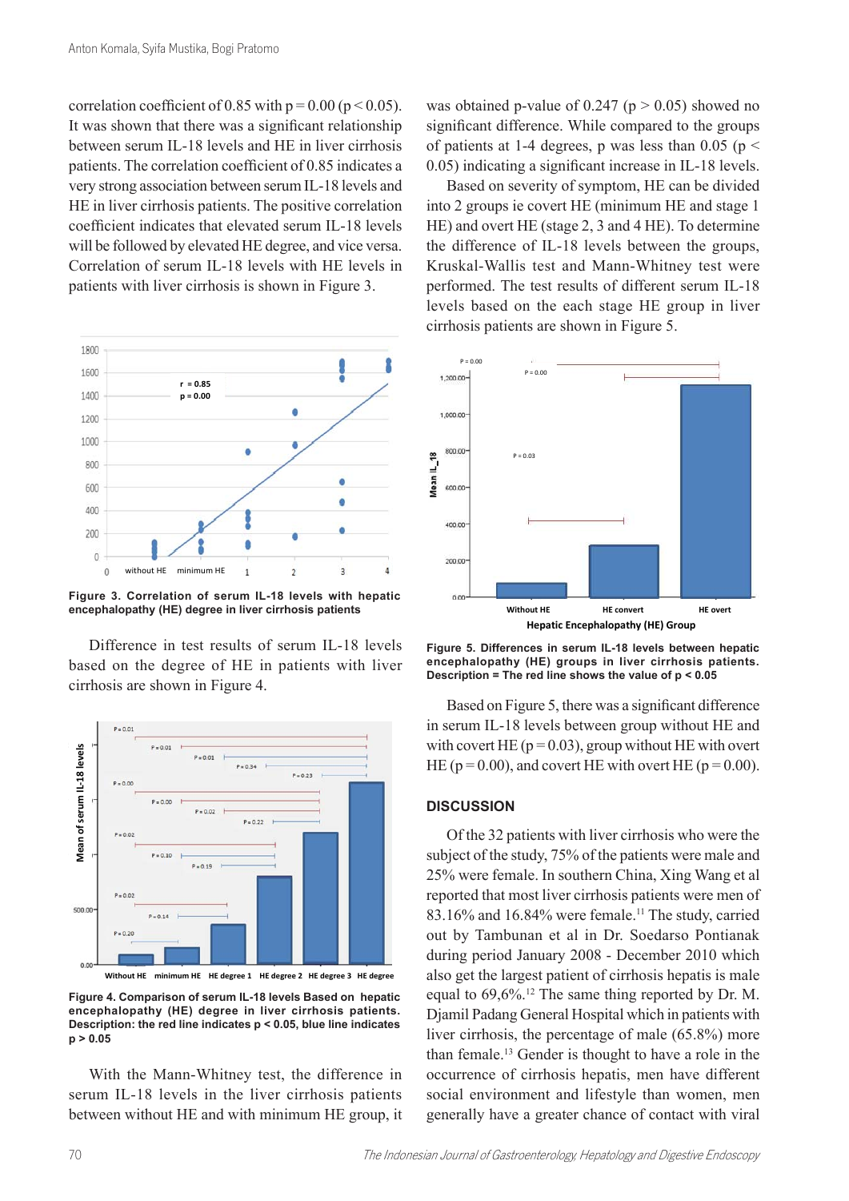correlation coefficient of 0.85 with p = 0.00 ($p < 0.05$). It was shown that there was a significant relationship between serum IL-18 levels and HE in liver cirrhosis patients. The correlation coefficient of 0.85 indicates a very strong association between serum IL-18 levels and HE in liver cirrhosis patients. The positive correlation coefficient indicates that elevated serum IL-18 levels will be followed by elevated HE degree, and vice versa. Correlation of serum IL-18 levels with HE levels in patients with liver cirrhosis is shown in Figure 3.

**Figure 3. Correlation of serum IL-18 levels with hepatic encephalopathy (HE) degree in liver cirrhosis patients**

Difference in test results of serum IL-18 levels based on the degree of HE in patients with liver cirrhosis are shown in Figure 4.

**Figure 4. Comparison of serum IL-18 levels Based on hepatic encephalopathy (HE) degree in liver cirrhosis patients. Description: the red line indicates p < 0.05, blue line indicates p > 0.05**

With the Mann-Whitney test, the difference in serum IL-18 levels in the liver cirrhosis patients between without HE and with minimum HE group, it was obtained p-value of 0.247 ($p > 0.05$) showed no significant difference. While compared to the groups of patients at 1-4 degrees, p was less than 0.05 ($p < 0.05$) indicating a significant increase in IL-18 levels.

Based on severity of symptom, HE can be divided into 2 groups ie covert HE (minimum HE and stage 1 HE) and overt HE (stage 2, 3 and 4 HE). To determine the difference of IL-18 levels between the groups, Kruskal-Wallis test and Mann-Whitney test were performed. The test results of different serum IL-18 levels based on the each stage HE group in liver cirrhosis patients are shown in Figure 5.

**Figure 5. Differences in serum IL-18 levels between hepatic encephalopathy (HE) groups in liver cirrhosis patients. Description = The red line shows the value of p < 0.05**

Based on Figure 5, there was a significant difference in serum IL-18 levels between group without HE and with covert HE (p = 0.03), group without HE with overt HE (p = 0.00), and covert HE with overt HE (p = 0.00).

## DISCUSSION

Of the 32 patients with liver cirrhosis who were the subject of the study, 75% of the patients were male and 25% were female. In southern China, Xing Wang et al reported that most liver cirrhosis patients were men of 83.16% and 16.84% were female.[11] The study, carried out by Tambunan et al in Dr. Soedarso Pontianak during period January 2008 - December 2010 which also get the largest patient of cirrhosis hepatis is male equal to 69,6%.[12] The same thing reported by Dr. M. Djamil Padang General Hospital which in patients with liver cirrhosis, the percentage of male (65.8%) more than female.[13] Gender is thought to have a role in the occurrence of cirrhosis hepatis, men have different social environment and lifestyle than women, men generally have a greater chance of contact with viral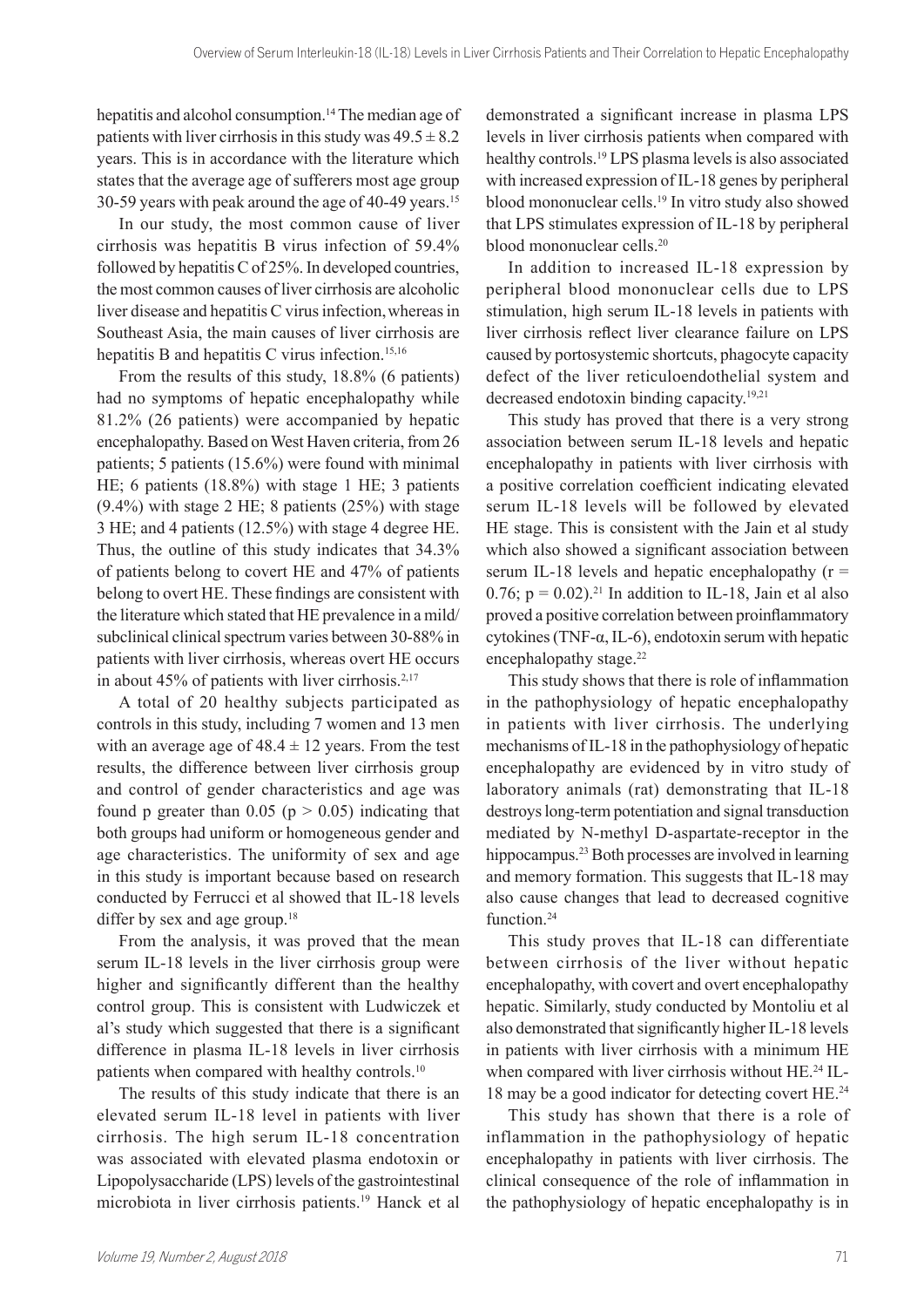hepatitis and alcohol consumption.[14] The median age of patients with liver cirrhosis in this study was $49.5 \pm 8.2$ years. This is in accordance with the literature which states that the average age of sufferers most age group 30-59 years with peak around the age of 40-49 years.[15]

In our study, the most common cause of liver cirrhosis was hepatitis B virus infection of 59.4% followed by hepatitis C of 25%. In developed countries, the most common causes of liver cirrhosis are alcoholic liver disease and hepatitis C virus infection, whereas in Southeast Asia, the main causes of liver cirrhosis are hepatitis B and hepatitis C virus infection.[15,16]

From the results of this study, 18.8% (6 patients) had no symptoms of hepatic encephalopathy while 81.2% (26 patients) were accompanied by hepatic encephalopathy. Based on West Haven criteria, from 26 patients; 5 patients (15.6%) were found with minimal HE; 6 patients (18.8%) with stage 1 HE; 3 patients (9.4%) with stage 2 HE; 8 patients (25%) with stage 3 HE; and 4 patients (12.5%) with stage 4 degree HE. Thus, the outline of this study indicates that 34.3% of patients belong to covert HE and 47% of patients belong to overt HE. These findings are consistent with the literature which stated that HE prevalence in a mild/subclinical clinical spectrum varies between 30-88% in patients with liver cirrhosis, whereas overt HE occurs in about 45% of patients with liver cirrhosis.[2,17]

A total of 20 healthy subjects participated as controls in this study, including 7 women and 13 men with an average age of $48.4 \pm 12$ years. From the test results, the difference between liver cirrhosis group and control of gender characteristics and age was found p greater than 0.05 ($p > 0.05$) indicating that both groups had uniform or homogeneous gender and age characteristics. The uniformity of sex and age in this study is important because based on research conducted by Ferrucci et al showed that IL-18 levels differ by sex and age group.[18]

From the analysis, it was proved that the mean serum IL-18 levels in the liver cirrhosis group were higher and significantly different than the healthy control group. This is consistent with Ludwiczek et al's study which suggested that there is a significant difference in plasma IL-18 levels in liver cirrhosis patients when compared with healthy controls.[10]

The results of this study indicate that there is an elevated serum IL-18 level in patients with liver cirrhosis. The high serum IL-18 concentration was associated with elevated plasma endotoxin or Lipopolysaccharide (LPS) levels of the gastrointestinal microbiota in liver cirrhosis patients.[19] Hanck et al demonstrated a significant increase in plasma LPS levels in liver cirrhosis patients when compared with healthy controls.[19] LPS plasma levels is also associated with increased expression of IL-18 genes by peripheral blood mononuclear cells.[19] In vitro study also showed that LPS stimulates expression of IL-18 by peripheral blood mononuclear cells.[20]

In addition to increased IL-18 expression by peripheral blood mononuclear cells due to LPS stimulation, high serum IL-18 levels in patients with liver cirrhosis reflect liver clearance failure on LPS caused by portosystemic shortcuts, phagocyte capacity defect of the liver reticuloendothelial system and decreased endotoxin binding capacity.[19,21]

This study has proved that there is a very strong association between serum IL-18 levels and hepatic encephalopathy in patients with liver cirrhosis with a positive correlation coefficient indicating elevated serum IL-18 levels will be followed by elevated HE stage. This is consistent with the Jain et al study which also showed a significant association between serum IL-18 levels and hepatic encephalopathy ($r = 0.76$; $p = 0.02$).[21] In addition to IL-18, Jain et al also proved a positive correlation between proinflammatory cytokines (TNF-α, IL-6), endotoxin serum with hepatic encephalopathy stage.[22]

This study shows that there is role of inflammation in the pathophysiology of hepatic encephalopathy in patients with liver cirrhosis. The underlying mechanisms of IL-18 in the pathophysiology of hepatic encephalopathy are evidenced by in vitro study of laboratory animals (rat) demonstrating that IL-18 destroys long-term potentiation and signal transduction mediated by N-methyl D-aspartate-receptor in the hippocampus.[23] Both processes are involved in learning and memory formation. This suggests that IL-18 may also cause changes that lead to decreased cognitive function.[24]

This study proves that IL-18 can differentiate between cirrhosis of the liver without hepatic encephalopathy, with covert and overt encephalopathy hepatic. Similarly, study conducted by Montoliu et al also demonstrated that significantly higher IL-18 levels in patients with liver cirrhosis with a minimum HE when compared with liver cirrhosis without HE.[24] IL-18 may be a good indicator for detecting covert HE.[24]

This study has shown that there is a role of inflammation in the pathophysiology of hepatic encephalopathy in patients with liver cirrhosis. The clinical consequence of the role of inflammation in the pathophysiology of hepatic encephalopathy is in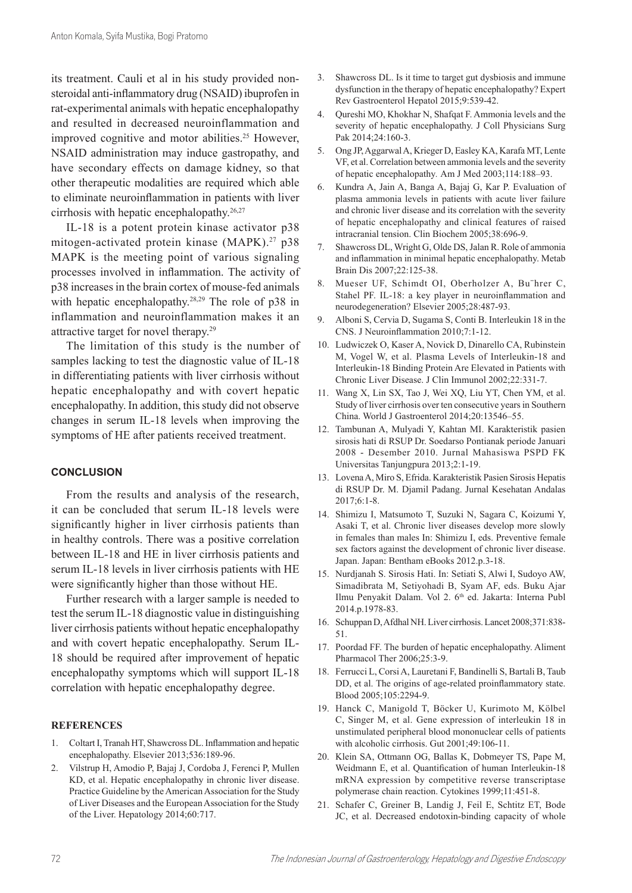its treatment. Cauli et al in his study provided non-steroidal anti-inflammatory drug (NSAID) ibuprofen in rat-experimental animals with hepatic encephalopathy and resulted in decreased neuroinflammation and improved cognitive and motor abilities.[25] However, NSAID administration may induce gastropathy, and have secondary effects on damage kidney, so that other therapeutic modalities are required which able to eliminate neuroinflammation in patients with liver cirrhosis with hepatic encephalopathy.[26,27]

IL-18 is a potent protein kinase activator p38 mitogen-activated protein kinase (MAPK).[27] p38 MAPK is the meeting point of various signaling processes involved in inflammation. The activity of p38 increases in the brain cortex of mouse-fed animals with hepatic encephalopathy.[28,29] The role of p38 in inflammation and neuroinflammation makes it an attractive target for novel therapy.[29]

The limitation of this study is the number of samples lacking to test the diagnostic value of IL-18 in differentiating patients with liver cirrhosis without hepatic encephalopathy and with covert hepatic encephalopathy. In addition, this study did not observe changes in serum IL-18 levels when improving the symptoms of HE after patients received treatment.

## CONCLUSION

From the results and analysis of the research, it can be concluded that serum IL-18 levels were significantly higher in liver cirrhosis patients than in healthy controls. There was a positive correlation between IL-18 and HE in liver cirrhosis patients and serum IL-18 levels in liver cirrhosis patients with HE were significantly higher than those without HE.

Further research with a larger sample is needed to test the serum IL-18 diagnostic value in distinguishing liver cirrhosis patients without hepatic encephalopathy and with covert hepatic encephalopathy. Serum IL-18 should be required after improvement of hepatic encephalopathy symptoms which will support IL-18 correlation with hepatic encephalopathy degree.

## REFERENCES

1. Coltart I, Tranah HT, Shawcross DL. Inflammation and hepatic encephalopathy. Elsevier 2013;536:189-96.
2. Vilstrup H, Amodio P, Bajaj J, Cordoba J, Ferenci P, Mullen KD, et al. Hepatic encephalopathy in chronic liver disease. Practice Guideline by the American Association for the Study of Liver Diseases and the European Association for the Study of the Liver. Hepatology 2014;60:717.
3. Shawcross DL. Is it time to target gut dysbiosis and immune dysfunction in the therapy of hepatic encephalopathy? Expert Rev Gastroenterol Hepatol 2015;9:539-42.
4. Qureshi MO, Khokhar N, Shafqat F. Ammonia levels and the severity of hepatic encephalopathy. J Coll Physicians Surg Pak 2014;24:160-3.
5. Ong JP, Aggarwal A, Krieger D, Easley KA, Karafa MT, Lente VF, et al. Correlation between ammonia levels and the severity of hepatic encephalopathy. Am J Med 2003;114:188–93.
6. Kundra A, Jain A, Banga A, Bajaj G, Kar P. Evaluation of plasma ammonia levels in patients with acute liver failure and chronic liver disease and its correlation with the severity of hepatic encephalopathy and clinical features of raised intracranial tension. Clin Biochem 2005;38:696-9.
7. Shawcross DL, Wright G, Olde DS, Jalan R. Role of ammonia and inflammation in minimal hepatic encephalopathy. Metab Brain Dis 2007;22:125-38.
8. Mueser UF, Schimdt OI, Oberholzer A, Bu¨hrer C, Stahel PF. IL-18: a key player in neuroinflammation and neurodegeneration? Elsevier 2005;28:487-93.
9. Alboni S, Cervia D, Sugama S, Conti B. Interleukin 18 in the CNS. J Neuroinflammation 2010;7:1-12.
10. Ludwiczek O, Kaser A, Novick D, Dinarello CA, Rubinstein M, Vogel W, et al. Plasma Levels of Interleukin-18 and Interleukin-18 Binding Protein Are Elevated in Patients with Chronic Liver Disease. J Clin Immunol 2002;22:331-7.
11. Wang X, Lin SX, Tao J, Wei XQ, Liu YT, Chen YM, et al. Study of liver cirrhosis over ten consecutive years in Southern China. World J Gastroenterol 2014;20:13546–55.
12. Tambunan A, Mulyadi Y, Kahtan MI. Karakteristik pasien sirosis hati di RSUP Dr. Soedarso Pontianak periode Januari 2008 - Desember 2010. Jurnal Mahasiswa PSPD FK Universitas Tanjungpura 2013;2:1-19.
13. Lovena A, Miro S, Efrida. Karakteristik Pasien Sirosis Hepatis di RSUP Dr. M. Djamil Padang. Jurnal Kesehatan Andalas 2017;6:1-8.
14. Shimizu I, Matsumoto T, Suzuki N, Sagara C, Koizumi Y, Asaki T, et al. Chronic liver diseases develop more slowly in females than males In: Shimizu I, eds. Preventive female sex factors against the development of chronic liver disease. Japan. Japan: Bentham eBooks 2012.p.3-18.
15. Nurdjanah S. Sirosis Hati. In: Setiati S, Alwi I, Sudoyo AW, Simadibrata M, Setiyohadi B, Syam AF, eds. Buku Ajar Ilmu Penyakit Dalam. Vol 2. 6th ed. Jakarta: Interna Publ 2014.p.1978-83.
16. Schuppan D, Afdhal NH. Liver cirrhosis. Lancet 2008;371:838-51.
17. Poordad FF. The burden of hepatic encephalopathy. Aliment Pharmacol Ther 2006;25:3-9.
18. Ferrucci L, Corsi A, Lauretani F, Bandinelli S, Bartali B, Taub DD, et al. The origins of age-related proinflammatory state. Blood 2005;105:2294-9.
19. Hanck C, Manigold T, Böcker U, Kurimoto M, Kölbel C, Singer M, et al. Gene expression of interleukin 18 in unstimulated peripheral blood mononuclear cells of patients with alcoholic cirrhosis. Gut 2001;49:106-11.
20. Klein SA, Ottmann OG, Ballas K, Dobmeyer TS, Pape M, Weidmann E, et al. Quantification of human Interleukin-18 mRNA expression by competitive reverse transcriptase polymerase chain reaction. Cytokines 1999;11:451-8.
21. Schafer C, Greiner B, Landig J, Feil E, Schtitz ET, Bode JC, et al. Decreased endotoxin-binding capacity of whole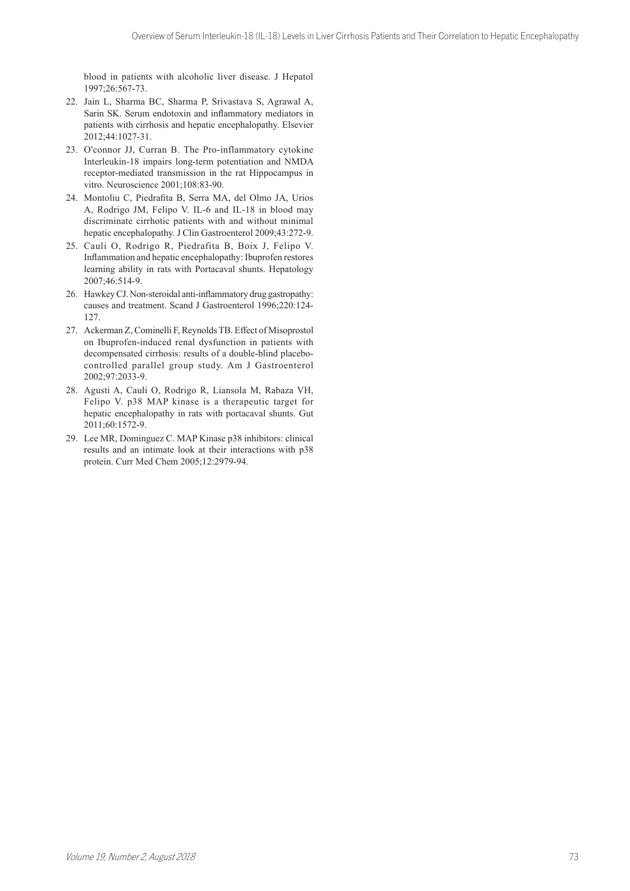blood in patients with alcoholic liver disease. J Hepatol 1997;26:567-73.

22. Jain L, Sharma BC, Sharma P, Srivastava S, Agrawal A, Sarin SK. Serum endotoxin and inflammatory mediators in patients with cirrhosis and hepatic encephalopathy. Elsevier 2012;44:1027-31.
23. O'connor JJ, Curran B. The Pro-inflammatory cytokine Interleukin-18 impairs long-term potentiation and NMDA receptor-mediated transmission in the rat Hippocampus in vitro. Neuroscience 2001;108:83-90.
24. Montoliu C, Piedrafita B, Serra MA, del Olmo JA, Urios A, Rodrigo JM, Felipo V. IL-6 and IL-18 in blood may discriminate cirrhotic patients with and without minimal hepatic encephalopathy. J Clin Gastroenterol 2009;43:272-9.
25. Cauli O, Rodrigo R, Piedrafita B, Boix J, Felipo V. Inflammation and hepatic encephalopathy: Ibuprofen restores learning ability in rats with Portacaval shunts. Hepatology 2007;46:514-9.
26. Hawkey CJ. Non-steroidal anti-inflammatory drug gastropathy: causes and treatment. Scand J Gastroenterol 1996;220:124-127.
27. Ackerman Z, Cominelli F, Reynolds TB. Effect of Misoprostol on Ibuprofen-induced renal dysfunction in patients with decompensated cirrhosis: results of a double-blind placebo-controlled parallel group study. Am J Gastroenterol 2002;97:2033-9.
28. Agusti A, Cauli O, Rodrigo R, Liansola M, Rabaza VH, Felipo V. p38 MAP kinase is a therapeutic target for hepatic encephalopathy in rats with portacaval shunts. Gut 2011;60:1572-9.
29. Lee MR, Dominguez C. MAP Kinase p38 inhibitors: clinical results and an intimate look at their interactions with p38 protein. Curr Med Chem 2005;12:2979-94.